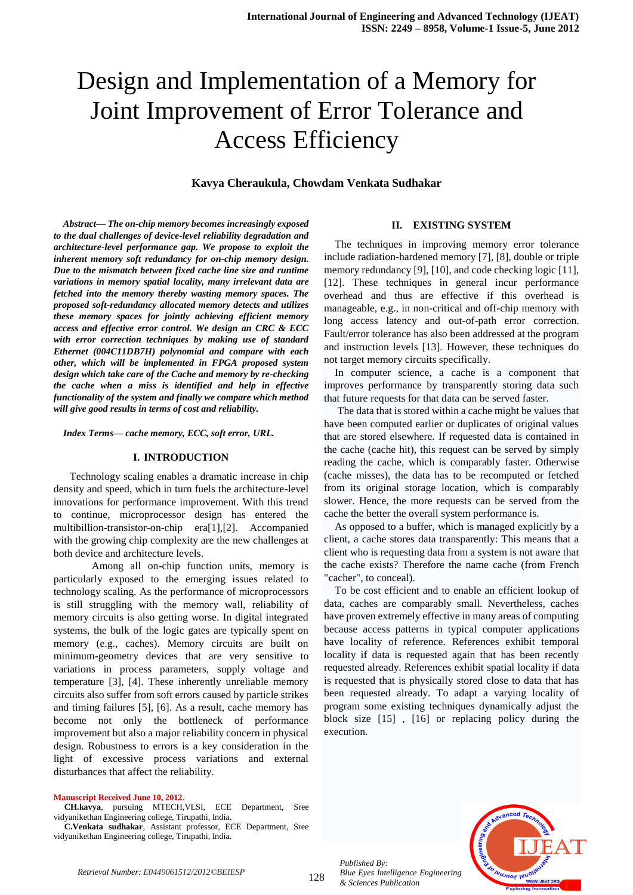# Design and Implementation of a Memory for Joint Improvement of Error Tolerance and Access Efficiency

**Kavya Cheraukula, Chowdam Venkata Sudhakar**

***Abstract*— *The on-chip memory becomes increasingly exposed to the dual challenges of device-level reliability degradation and architecture-level performance gap. We propose to exploit the inherent memory soft redundancy for on-chip memory design. Due to the mismatch between fixed cache line size and runtime variations in memory spatial locality, many irrelevant data are fetched into the memory thereby wasting memory spaces. The proposed soft-redundancy allocated memory detects and utilizes these memory spaces for jointly achieving efficient memory access and effective error control. We design an CRC & ECC with error correction techniques by making use of standard Ethernet (004C11DB7H) polynomial and compare with each other, which will be implemented in FPGA proposed system design which take care of the Cache and memory by re-checking the cache when a miss is identified and help in effective functionality of the system and finally we compare which method will give good results in terms of cost and reliability.***

***Index Terms*— *cache memory, ECC, soft error, URL.***

## I. INTRODUCTION

Technology scaling enables a dramatic increase in chip density and speed, which in turn fuels the architecture-level innovations for performance improvement. With this trend to continue, microprocessor design has entered the multibillion-transistor-on-chip era[1],[2]. Accompanied with the growing chip complexity are the new challenges at both device and architecture levels.

Among all on-chip function units, memory is particularly exposed to the emerging issues related to technology scaling. As the performance of microprocessors is still struggling with the memory wall, reliability of memory circuits is also getting worse. In digital integrated systems, the bulk of the logic gates are typically spent on memory (e.g., caches). Memory circuits are built on minimum-geometry devices that are very sensitive to variations in process parameters, supply voltage and temperature [3], [4]. These inherently unreliable memory circuits also suffer from soft errors caused by particle strikes and timing failures [5], [6]. As a result, cache memory has become not only the bottleneck of performance improvement but also a major reliability concern in physical design. Robustness to errors is a key consideration in the light of excessive process variations and external disturbances that affect the reliability.

**Manuscript Received June 10, 2012**.

**CH.kavya**, pursuing MTECH,VLSI, ECE Department, Sree vidyanikethan Engineering college, Tirupathi, India.

**C.Venkata sudhakar**, Assistant professor, ECE Department, Sree vidyanikethan Engineering college, Tirupathi, India.

## II. EXISTING SYSTEM

The techniques in improving memory error tolerance include radiation-hardened memory [7], [8], double or triple memory redundancy [9], [10], and code checking logic [11], [12]. These techniques in general incur performance overhead and thus are effective if this overhead is manageable, e.g., in non-critical and off-chip memory with long access latency and out-of-path error correction. Fault/error tolerance has also been addressed at the program and instruction levels [13]. However, these techniques do not target memory circuits specifically.

In computer science, a cache is a component that improves performance by transparently storing data such that future requests for that data can be served faster.

The data that is stored within a cache might be values that have been computed earlier or duplicates of original values that are stored elsewhere. If requested data is contained in the cache (cache hit), this request can be served by simply reading the cache, which is comparably faster. Otherwise (cache misses), the data has to be recomputed or fetched from its original storage location, which is comparably slower. Hence, the more requests can be served from the cache the better the overall system performance is.

As opposed to a buffer, which is managed explicitly by a client, a cache stores data transparently: This means that a client who is requesting data from a system is not aware that the cache exists? Therefore the name cache (from French "cacher", to conceal).

To be cost efficient and to enable an efficient lookup of data, caches are comparably small. Nevertheless, caches have proven extremely effective in many areas of computing because access patterns in typical computer applications have locality of reference. References exhibit temporal locality if data is requested again that has been recently requested already. References exhibit spatial locality if data is requested that is physically stored close to data that has been requested already. To adapt a varying locality of program some existing techniques dynamically adjust the block size [15] , [16] or replacing policy during the execution.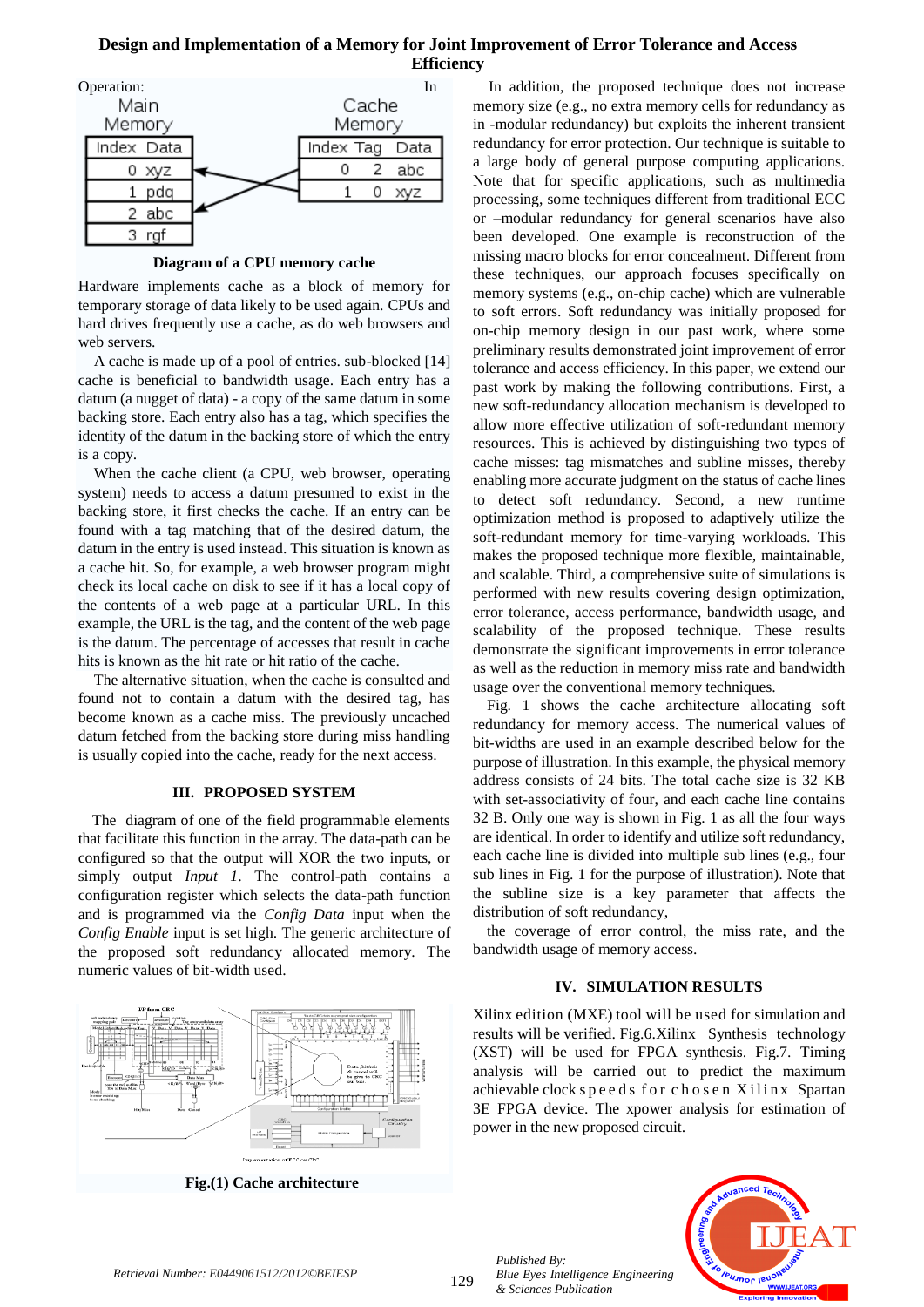Operation: In

Main Memory

| Index | Data |
|---|---|
| 0 | xyz |
| 1 | pdq |
| 2 | abc |
| 3 | rgf |

Cache Memory

| Index | Tag | Data |
|---|---|---|
| 0 | 2 | abc |
| 1 | 0 | xyz |

**Diagram of a CPU memory cache**

Hardware implements cache as a block of memory for temporary storage of data likely to be used again. CPUs and hard drives frequently use a cache, as do web browsers and web servers.

A cache is made up of a pool of entries. sub-blocked [14] cache is beneficial to bandwidth usage. Each entry has a datum (a nugget of data) - a copy of the same datum in some backing store. Each entry also has a tag, which specifies the identity of the datum in the backing store of which the entry is a copy.

When the cache client (a CPU, web browser, operating system) needs to access a datum presumed to exist in the backing store, it first checks the cache. If an entry can be found with a tag matching that of the desired datum, the datum in the entry is used instead. This situation is known as a cache hit. So, for example, a web browser program might check its local cache on disk to see if it has a local copy of the contents of a web page at a particular URL. In this example, the URL is the tag, and the content of the web page is the datum. The percentage of accesses that result in cache hits is known as the hit rate or hit ratio of the cache.

The alternative situation, when the cache is consulted and found not to contain a datum with the desired tag, has become known as a cache miss. The previously uncached datum fetched from the backing store during miss handling is usually copied into the cache, ready for the next access.

## III. PROPOSED SYSTEM

The diagram of one of the field programmable elements that facilitate this function in the array. The data-path can be configured so that the output will XOR the two inputs, or simply output *Input 1*. The control-path contains a configuration register which selects the data-path function and is programmed via the *Config Data* input when the *Config Enable* input is set high. The generic architecture of the proposed soft redundancy allocated memory. The numeric values of bit-width used.

**Fig.(1) Cache architecture**

In addition, the proposed technique does not increase memory size (e.g., no extra memory cells for redundancy as in -modular redundancy) but exploits the inherent transient redundancy for error protection. Our technique is suitable to a large body of general purpose computing applications. Note that for specific applications, such as multimedia processing, some techniques different from traditional ECC or –modular redundancy for general scenarios have also been developed. One example is reconstruction of the missing macro blocks for error concealment. Different from these techniques, our approach focuses specifically on memory systems (e.g., on-chip cache) which are vulnerable to soft errors. Soft redundancy was initially proposed for on-chip memory design in our past work, where some preliminary results demonstrated joint improvement of error tolerance and access efficiency. In this paper, we extend our past work by making the following contributions. First, a new soft-redundancy allocation mechanism is developed to allow more effective utilization of soft-redundant memory resources. This is achieved by distinguishing two types of cache misses: tag mismatches and subline misses, thereby enabling more accurate judgment on the status of cache lines to detect soft redundancy. Second, a new runtime optimization method is proposed to adaptively utilize the soft-redundant memory for time-varying workloads. This makes the proposed technique more flexible, maintainable, and scalable. Third, a comprehensive suite of simulations is performed with new results covering design optimization, error tolerance, access performance, bandwidth usage, and scalability of the proposed technique. These results demonstrate the significant improvements in error tolerance as well as the reduction in memory miss rate and bandwidth usage over the conventional memory techniques.

Fig. 1 shows the cache architecture allocating soft redundancy for memory access. The numerical values of bit-widths are used in an example described below for the purpose of illustration. In this example, the physical memory address consists of 24 bits. The total cache size is 32 KB with set-associativity of four, and each cache line contains 32 B. Only one way is shown in Fig. 1 as all the four ways are identical. In order to identify and utilize soft redundancy, each cache line is divided into multiple sub lines (e.g., four sub lines in Fig. 1 for the purpose of illustration). Note that the subline size is a key parameter that affects the distribution of soft redundancy,

the coverage of error control, the miss rate, and the bandwidth usage of memory access.

## IV. SIMULATION RESULTS

Xilinx edition (MXE) tool will be used for simulation and results will be verified. Fig.6.Xilinx Synthesis technology (XST) will be used for FPGA synthesis. Fig.7. Timing analysis will be carried out to predict the maximum achievable clock speeds for chosen Xilinx Spartan 3E FPGA device. The xpower analysis for estimation of power in the new proposed circuit.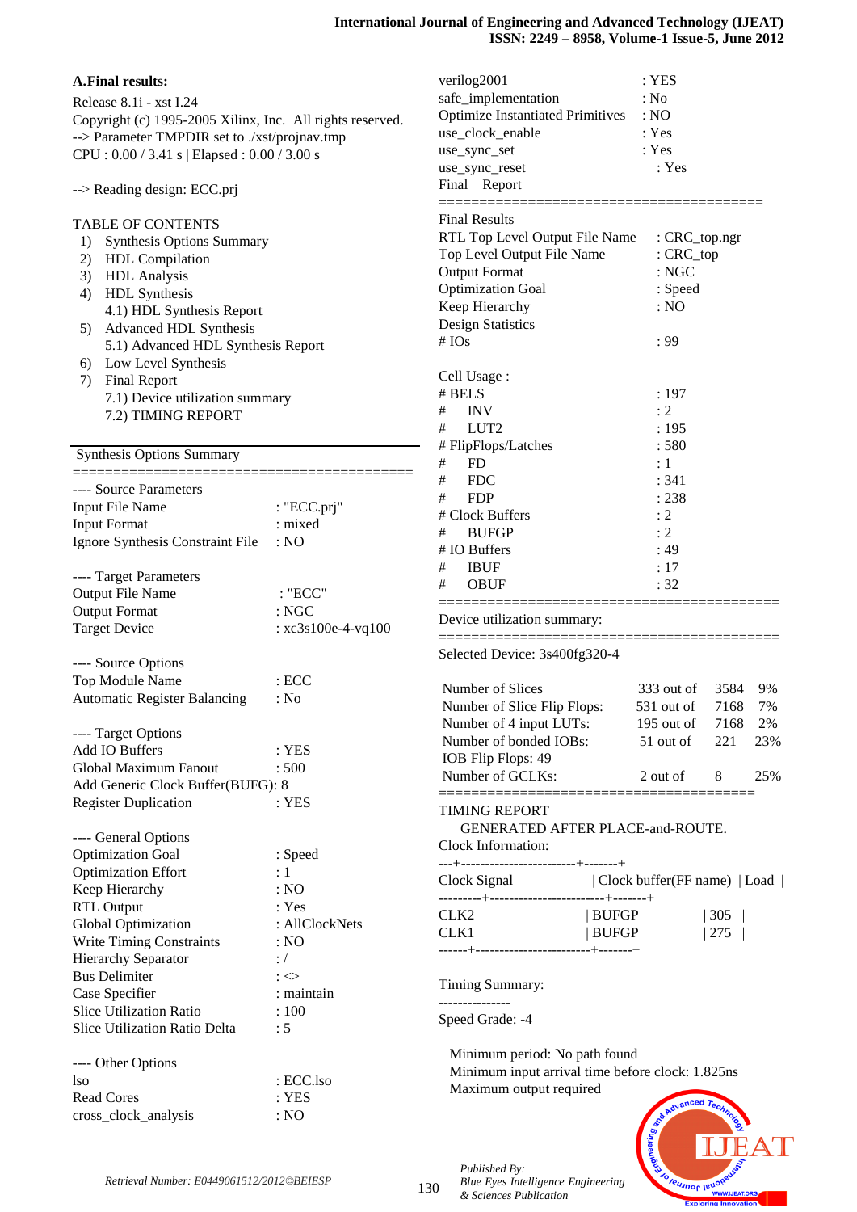### A.Final results:

Release 8.1i - xst I.24
Copyright (c) 1995-2005 Xilinx, Inc. All rights reserved.
--> Parameter TMPDIR set to ./xst/projnav.tmp
CPU : 0.00 / 3.41 s | Elapsed : 0.00 / 3.00 s

--> Reading design: ECC.prj

TABLE OF CONTENTS

1) Synthesis Options Summary
2) HDL Compilation
3) HDL Analysis
4) HDL Synthesis
   4.1) HDL Synthesis Report
5) Advanced HDL Synthesis
   5.1) Advanced HDL Synthesis Report
6) Low Level Synthesis
7) Final Report
   7.1) Device utilization summary
   7.2) TIMING REPORT

Synthesis Options Summary

==========================================

---- Source Parameters
Input File Name : "ECC.prj"
Input Format : mixed
Ignore Synthesis Constraint File : NO

---- Target Parameters
Output File Name : "ECC"
Output Format : NGC
Target Device : xc3s100e-4-vq100

---- Source Options
Top Module Name : ECC
Automatic Register Balancing : No

---- Target Options
Add IO Buffers : YES
Global Maximum Fanout : 500
Add Generic Clock Buffer(BUFG): 8
Register Duplication : YES

---- General Options
Optimization Goal : Speed
Optimization Effort : 1
Keep Hierarchy : NO
RTL Output : Yes
Global Optimization : AllClockNets
Write Timing Constraints : NO
Hierarchy Separator : /
Bus Delimiter : <>
Case Specifier : maintain
Slice Utilization Ratio : 100
Slice Utilization Ratio Delta : 5

---- Other Options
lso : ECC.lso
Read Cores : YES
cross_clock_analysis : NO
verilog2001 : YES
safe_implementation : No
Optimize Instantiated Primitives : NO
use_clock_enable : Yes
use_sync_set : Yes
use_sync_reset : Yes

Final Report

==========================================

Final Results
RTL Top Level Output File Name : CRC_top.ngr
Top Level Output File Name : CRC_top
Output Format : NGC
Optimization Goal : Speed
Keep Hierarchy : NO
Design Statistics
# IOs : 99

Cell Usage :
# BELS : 197
# INV : 2
# LUT2 : 195
# FlipFlops/Latches : 580
# FD : 1
# FDC : 341
# FDP : 238
# Clock Buffers : 2
# BUFGP : 2
# IO Buffers : 49
# IBUF : 17
# OBUF : 32

==========================================

Device utilization summary:

==========================================

Selected Device: 3s400fg320-4

| | | | | |
|---|---|---|---|---|
| Number of Slices | 333 out of | 3584 | 9% |
| Number of Slice Flip Flops: | 531 out of | 7168 | 7% |
| Number of 4 input LUTs: | 195 out of | 7168 | 2% |
| Number of bonded IOBs: | 51 out of | 221 | 23% |
| IOB Flip Flops: 49 | | | |
| Number of GCLKs: | 2 out of | 8 | 25% |

==========================================

TIMING REPORT
GENERATED AFTER PLACE-and-ROUTE.
Clock Information:

| Clock Signal | Clock buffer(FF name) | Load |
|---|---|---|
| CLK2 | BUFGP | 305 |
| CLK1 | BUFGP | 275 |

Timing Summary:

---------------

Speed Grade: -4

Minimum period: No path found
Minimum input arrival time before clock: 1.825ns
Maximum output required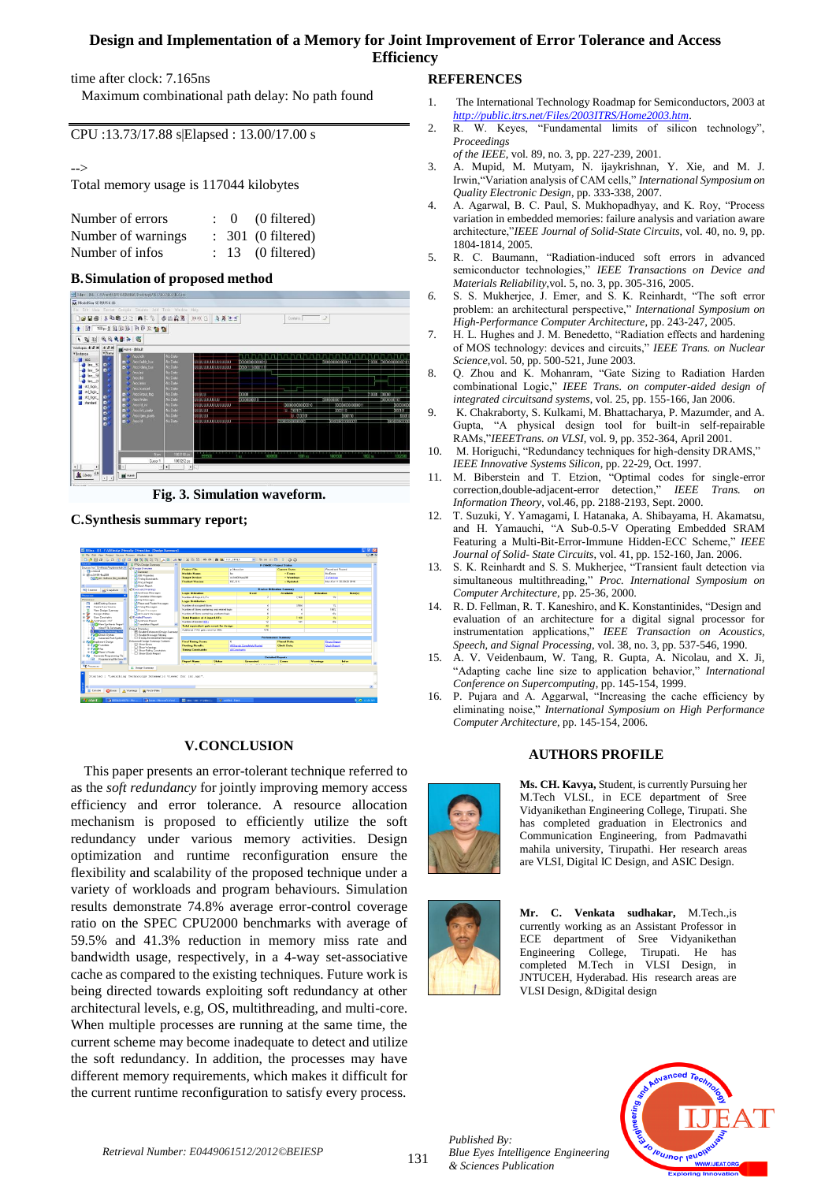time after clock: 7.165ns
Maximum combinational path delay: No path found

CPU :13.73/17.88 s|Elapsed : 13.00/17.00 s

-->
Total memory usage is 117044 kilobytes

| | | | |
|---|---|---|---|
| Number of errors | : | 0 | (0 filtered) |
| Number of warnings | : | 301 | (0 filtered) |
| Number of infos | : | 13 | (0 filtered) |

### B. Simulation of proposed method

Fig. 3. Simulation waveform.

### C. Synthesis summary report;

## V. CONCLUSION

This paper presents an error-tolerant technique referred to as the *soft redundancy* for jointly improving memory access efficiency and error tolerance. A resource allocation mechanism is proposed to efficiently utilize the soft redundancy under various memory activities. Design optimization and runtime reconfiguration ensure the flexibility and scalability of the proposed technique under a variety of workloads and program behaviours. Simulation results demonstrate 74.8% average error-control coverage ratio on the SPEC CPU2000 benchmarks with average of 59.5% and 41.3% reduction in memory miss rate and bandwidth usage, respectively, in a 4-way set-associative cache as compared to the existing techniques. Future work is being directed towards exploiting soft redundancy at other architectural levels, e.g, OS, multithreading, and multi-core. When multiple processes are running at the same time, the current scheme may become inadequate to detect and utilize the soft redundancy. In addition, the processes may have different memory requirements, which makes it difficult for the current runtime reconfiguration to satisfy every process.

## REFERENCES

1. The International Technology Roadmap for Semiconductors, 2003 at http://public.itrs.net/Files/2003ITRS/Home2003.htm.
2. R. W. Keyes, "Fundamental limits of silicon technology", *Proceedings of the IEEE*, vol. 89, no. 3, pp. 227-239, 2001.
3. A. Mupid, M. Mutyam, N. ijaykrishnan, Y. Xie, and M. J. Irwin,"Variation analysis of CAM cells," *International Symposium on Quality Electronic Design*, pp. 333-338, 2007.
4. A. Agarwal, B. C. Paul, S. Mukhopadhyay, and K. Roy, "Process variation in embedded memories: failure analysis and variation aware architecture,"*IEEE Journal of Solid-State Circuits*, vol. 40, no. 9, pp. 1804-1814, 2005.
5. R. C. Baumann, "Radiation-induced soft errors in advanced semiconductor technologies," *IEEE Transactions on Device and Materials Reliability*,vol. 5, no. 3, pp. 305-316, 2005.
6. S. S. Mukherjee, J. Emer, and S. K. Reinhardt, "The soft error problem: an architectural perspective," *International Symposium on High-Performance Computer Architecture*, pp. 243-247, 2005.
7. H. L. Hughes and J. M. Benedetto, "Radiation effects and hardening of MOS technology: devices and circuits," *IEEE Trans. on Nuclear Science*,vol. 50, pp. 500-521, June 2003.
8. Q. Zhou and K. Mohanram, "Gate Sizing to Radiation Harden combinational Logic," *IEEE Trans. on computer-aided design of integrated circuitsand systems*, vol. 25, pp. 155-166, Jan 2006.
9. K. Chakraborty, S. Kulkarni, M. Bhattacharya, P. Mazumder, and A. Gupta, "A physical design tool for built-in self-repairable RAMs,"*IEEETrans. on VLSI*, vol. 9, pp. 352-364, April 2001.
10. M. Horiguchi, "Redundancy techniques for high-density DRAMS," *IEEE Innovative Systems Silicon*, pp. 22-29, Oct. 1997.
11. M. Biberstein and T. Etzion, "Optimal codes for single-error correction,double-adjacent-error detection," *IEEE Trans. on Information Theory*, vol.46, pp. 2188-2193, Sept. 2000.
12. T. Suzuki, Y. Yamagami, I. Hatanaka, A. Shibayama, H. Akamatsu, and H. Yamauchi, "A Sub-0.5-V Operating Embedded SRAM Featuring a Multi-Bit-Error-Immune Hidden-ECC Scheme," *IEEE Journal of Solid- State Circuits*, vol. 41, pp. 152-160, Jan. 2006.
13. S. K. Reinhardt and S. S. Mukherjee, "Transient fault detection via simultaneous multithreading," *Proc. International Symposium on Computer Architecture*, pp. 25-36, 2000.
14. R. D. Fellman, R. T. Kaneshiro, and K. Konstantinides, "Design and evaluation of an architecture for a digital signal processor for instrumentation applications," *IEEE Transaction on Acoustics, Speech, and Signal Processing*, vol. 38, no. 3, pp. 537-546, 1990.
15. A. V. Veidenbaum, W. Tang, R. Gupta, A. Nicolau, and X. Ji, "Adapting cache line size to application behavior," *International Conference on Supercomputing*, pp. 145-154, 1999.
16. P. Pujara and A. Aggarwal, "Increasing the cache efficiency by eliminating noise," *International Symposium on High Performance Computer Architecture*, pp. 145-154, 2006.

## AUTHORS PROFILE

**Ms. CH. Kavya,** Student, is currently Pursuing her M.Tech VLSI., in ECE department of Sree Vidyanikethan Engineering College, Tirupati. She has completed graduation in Electronics and Communication Engineering, from Padmavathi mahila university, Tirupathi. Her research areas are VLSI, Digital IC Design, and ASIC Design.

**Mr. C. Venkata sudhakar,** M.Tech.,is currently working as an Assistant Professor in ECE department of Sree Vidyanikethan Engineering College, Tirupati. He has completed M.Tech in VLSI Design, in JNTUCEH, Hyderabad. His research areas are VLSI Design, &Digital design